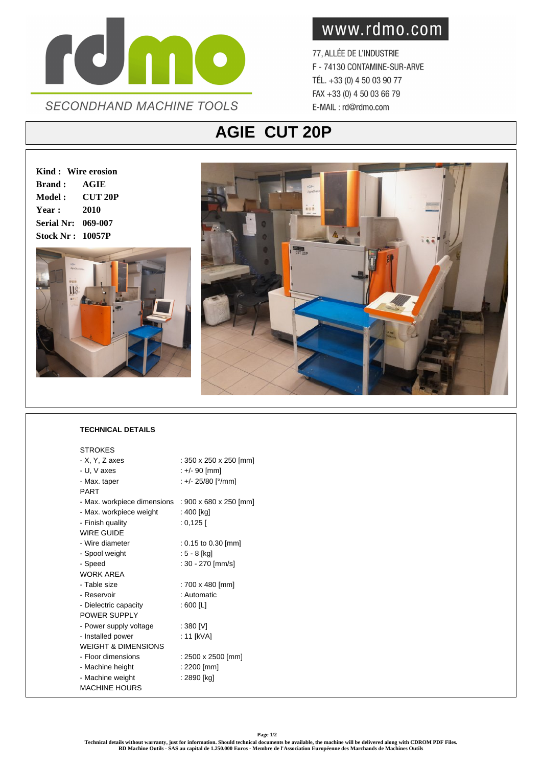rdmo

SECONDHAND MACHINE TOOLS

www.rdmo.com

77, ALLÉE DE L'INDUSTRIE
F - 74130 CONTAMINE-SUR-ARVE
TÉL. +33 (0) 4 50 03 90 77
FAX +33 (0) 4 50 03 66 79
E-MAIL : rd@rdmo.com

# AGIE CUT 20P

**Kind : Wire erosion**
**Brand : AGIE**
**Model : CUT 20P**
**Year : 2010**
**Serial Nr: 069-007**
**Stock Nr : 10057P**

**TECHNICAL DETAILS**

| | |
|---|---|
| STROKES | |
| - X, Y, Z axes | : 350 x 250 x 250 [mm] |
| - U, V axes | : +/- 90 [mm] |
| - Max. taper | : +/- 25/80 [°/mm] |
| PART | |
| - Max. workpiece dimensions | : 900 x 680 x 250 [mm] |
| - Max. workpiece weight | : 400 [kg] |
| - Finish quality | : 0,125 [ |
| WIRE GUIDE | |
| - Wire diameter | : 0.15 to 0.30 [mm] |
| - Spool weight | : 5 - 8 [kg] |
| - Speed | : 30 - 270 [mm/s] |
| WORK AREA | |
| - Table size | : 700 x 480 [mm] |
| - Reservoir | : Automatic |
| - Dielectric capacity | : 600 [L] |
| POWER SUPPLY | |
| - Power supply voltage | : 380 [V] |
| - Installed power | : 11 [kVA] |
| WEIGHT & DIMENSIONS | |
| - Floor dimensions | : 2500 x 2500 [mm] |
| - Machine height | : 2200 [mm] |
| - Machine weight | : 2890 [kg] |
| MACHINE HOURS | |

**Technical details without warranty, just for information. Should technical documents be available, the machine will be delivered along with CDROM PDF Files.**
**RD Machine Outils - SAS au capital de 1.250.000 Euros - Membre de l'Association Européenne des Marchands de Machines Outils**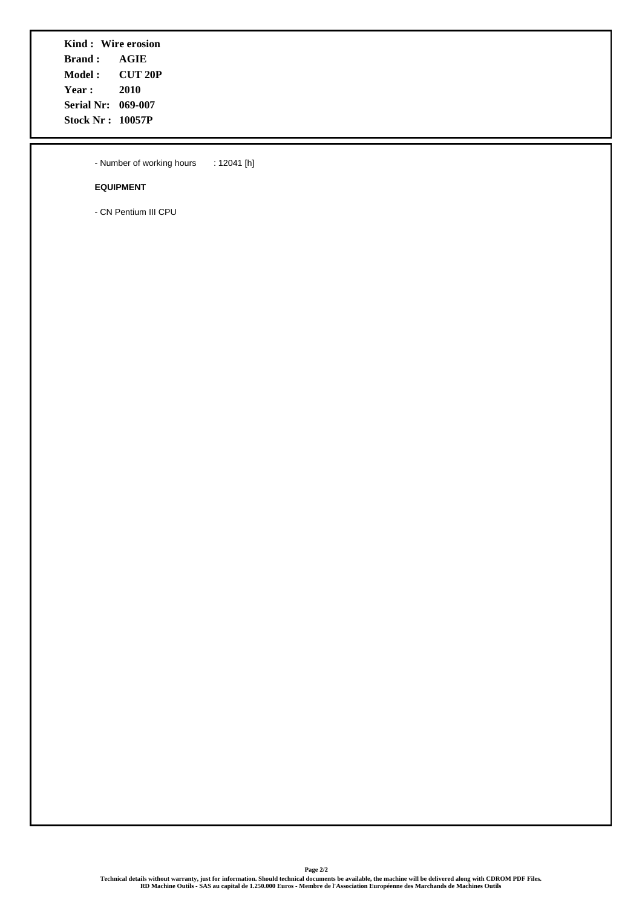**Kind : Wire erosion**
**Brand : AGIE**
**Model : CUT 20P**
**Year : 2010**
**Serial Nr: 069-007**
**Stock Nr : 10057P**

- Number of working hours : 12041 [h]

**EQUIPMENT**

- CN Pentium III CPU

Technical details without warranty, just for information. Should technical documents be available, the machine will be delivered along with CDROM PDF Files.
RD Machine Outils - SAS au capital de 1.250.000 Euros - Membre de l'Association Européenne des Marchands de Machines Outils